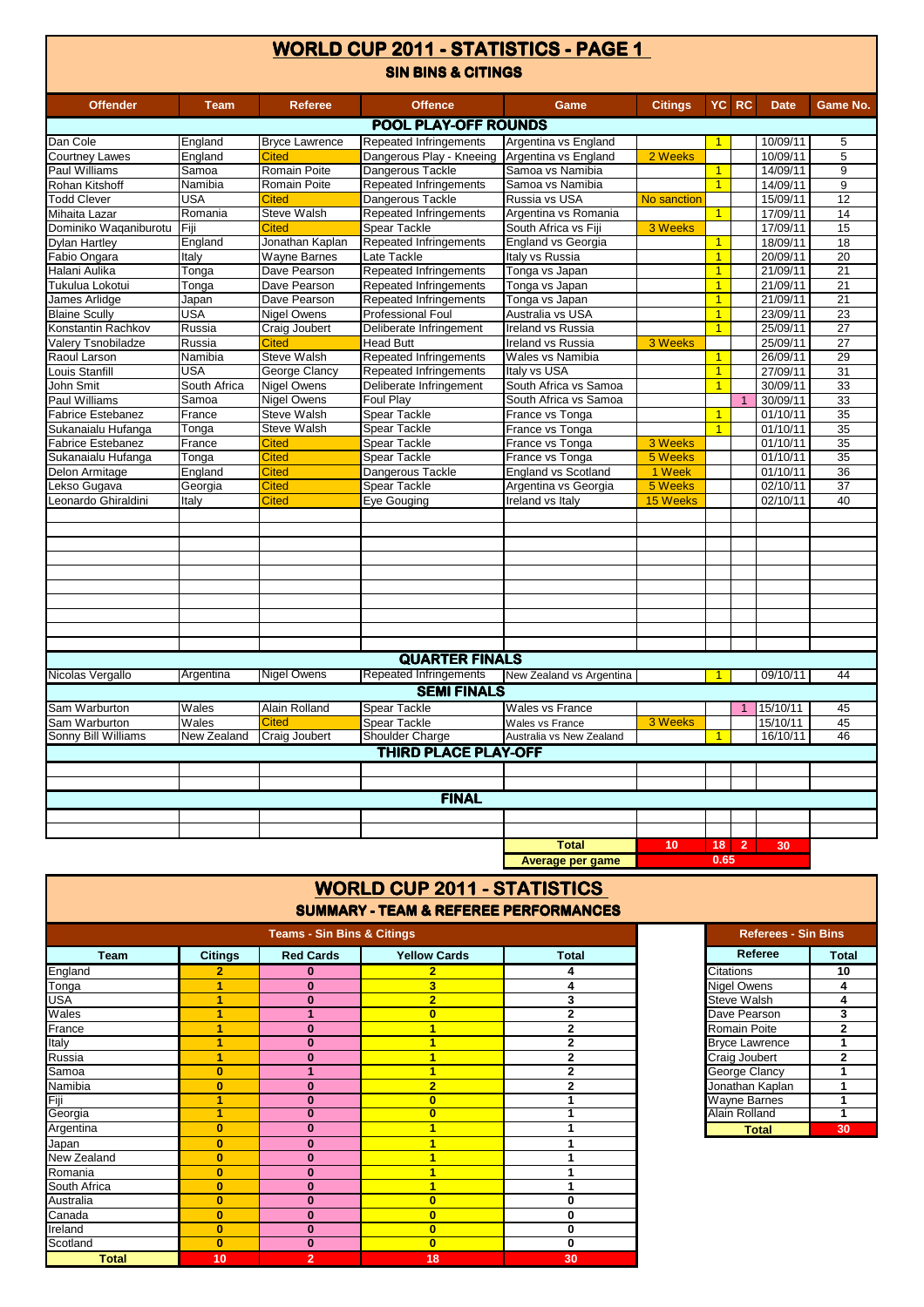# WORLD CUP 2011 - STATISTICS - PAGE 1

## SIN BINS & CITINGS

| Offender | Team | Referee | Offence | Game | Citings | YC | RC | Date | Game No. |
|---|---|---|---|---|---|---|---|---|---|
| **POOL PLAY-OFF ROUNDS** | | | | | | | | | |
| Dan Cole | England | Bryce Lawrence | Repeated Infringements | Argentina vs England | | 1 | | 10/09/11 | 5 |
| Courtney Lawes | England | Cited | Dangerous Play - Kneeing | Argentina vs England | 2 Weeks | | | 10/09/11 | 5 |
| Paul Williams | Samoa | Romain Poite | Dangerous Tackle | Samoa vs Namibia | | 1 | | 14/09/11 | 9 |
| Rohan Kitshoff | Namibia | Romain Poite | Repeated Infringements | Samoa vs Namibia | | 1 | | 14/09/11 | 9 |
| Todd Clever | USA | Cited | Dangerous Tackle | Russia vs USA | No sanction | | | 15/09/11 | 12 |
| Mihaita Lazar | Romania | Steve Walsh | Repeated Infringements | Argentina vs Romania | | 1 | | 17/09/11 | 14 |
| Dominiko Waqaniburotu | Fiji | Cited | Spear Tackle | South Africa vs Fiji | 3 Weeks | | | 17/09/11 | 15 |
| Dylan Hartley | England | Jonathan Kaplan | Repeated Infringements | England vs Georgia | | 1 | | 18/09/11 | 18 |
| Fabio Ongara | Italy | Wayne Barnes | Late Tackle | Italy vs Russia | | 1 | | 20/09/11 | 20 |
| Halani Aulika | Tonga | Dave Pearson | Repeated Infringements | Tonga vs Japan | | 1 | | 21/09/11 | 21 |
| Tukulua Lokotui | Tonga | Dave Pearson | Repeated Infringements | Tonga vs Japan | | 1 | | 21/09/11 | 21 |
| James Arlidge | Japan | Dave Pearson | Repeated Infringements | Tonga vs Japan | | 1 | | 21/09/11 | 21 |
| Blaine Scully | USA | Nigel Owens | Professional Foul | Australia vs USA | | 1 | | 23/09/11 | 23 |
| Konstantin Rachkov | Russia | Craig Joubert | Deliberate Infringement | Ireland vs Russia | | 1 | | 25/09/11 | 27 |
| Valery Tsnobiladze | Russia | Cited | Head Butt | Ireland vs Russia | 3 Weeks | | | 25/09/11 | 27 |
| Raoul Larson | Namibia | Steve Walsh | Repeated Infringements | Wales vs Namibia | | 1 | | 26/09/11 | 29 |
| Louis Stanfill | USA | George Clancy | Repeated Infringements | Italy vs USA | | 1 | | 27/09/11 | 31 |
| John Smit | South Africa | Nigel Owens | Deliberate Infringement | South Africa vs Samoa | | 1 | | 30/09/11 | 33 |
| Paul Williams | Samoa | Nigel Owens | Foul Play | South Africa vs Samoa | | | 1 | 30/09/11 | 33 |
| Fabrice Estebanez | France | Steve Walsh | Spear Tackle | France vs Tonga | | 1 | | 01/10/11 | 35 |
| Sukanaialu Hufanga | Tonga | Steve Walsh | Spear Tackle | France vs Tonga | | 1 | | 01/10/11 | 35 |
| Fabrice Estebanez | France | Cited | Spear Tackle | France vs Tonga | 3 Weeks | | | 01/10/11 | 35 |
| Sukanaialu Hufanga | Tonga | Cited | Spear Tackle | France vs Tonga | 5 Weeks | | | 01/10/11 | 35 |
| Delon Armitage | England | Cited | Dangerous Tackle | England vs Scotland | 1 Week | | | 01/10/11 | 36 |
| Lekso Gugava | Georgia | Cited | Spear Tackle | Argentina vs Georgia | 5 Weeks | | | 02/10/11 | 37 |
| Leonardo Ghiraldini | Italy | Cited | Eye Gouging | Ireland vs Italy | 15 Weeks | | | 02/10/11 | 40 |
| **QUARTER FINALS** | | | | | | | | | |
| Nicolas Vergallo | Argentina | Nigel Owens | Repeated Infringements | New Zealand vs Argentina | | 1 | | 09/10/11 | 44 |
| **SEMI FINALS** | | | | | | | | | |
| Sam Warburton | Wales | Alain Rolland | Spear Tackle | Wales vs France | | | 1 | 15/10/11 | 45 |
| Sam Warburton | Wales | Cited | Spear Tackle | Wales vs France | 3 Weeks | | | 15/10/11 | 45 |
| Sonny Bill Williams | New Zealand | Craig Joubert | Shoulder Charge | Australia vs New Zealand | | 1 | | 16/10/11 | 46 |
| **THIRD PLACE PLAY-OFF** | | | | | | | | | |
| **FINAL** | | | | | | | | | |
| | | | | **Total** | **10** | **18** | **2** | **30** | |
| | | | | **Average per game** | | **0.65** | | | |

# WORLD CUP 2011 - STATISTICS

## SUMMARY - TEAM & REFEREE PERFORMANCES

### Teams - Sin Bins & Citings

| Team | Citings | Red Cards | Yellow Cards | Total |
|---|---|---|---|---|
| England | 2 | 0 | 2 | 4 |
| Tonga | 1 | 0 | 3 | 4 |
| USA | 1 | 0 | 2 | 3 |
| Wales | 1 | 1 | 0 | 2 |
| France | 1 | 0 | 1 | 2 |
| Italy | 1 | 0 | 1 | 2 |
| Russia | 1 | 0 | 1 | 2 |
| Samoa | 0 | 1 | 1 | 2 |
| Namibia | 0 | 0 | 2 | 2 |
| Fiji | 1 | 0 | 0 | 1 |
| Georgia | 1 | 0 | 0 | 1 |
| Argentina | 0 | 0 | 1 | 1 |
| Japan | 0 | 0 | 1 | 1 |
| New Zealand | 0 | 0 | 1 | 1 |
| Romania | 0 | 0 | 1 | 1 |
| South Africa | 0 | 0 | 1 | 1 |
| Australia | 0 | 0 | 0 | 0 |
| Canada | 0 | 0 | 0 | 0 |
| Ireland | 0 | 0 | 0 | 0 |
| Scotland | 0 | 0 | 0 | 0 |
| **Total** | **10** | **2** | **18** | **30** |

### Referees - Sin Bins

| Referee | Total |
|---|---|
| Citations | 10 |
| Nigel Owens | 4 |
| Steve Walsh | 4 |
| Dave Pearson | 3 |
| Romain Poite | 2 |
| Bryce Lawrence | 1 |
| Craig Joubert | 2 |
| George Clancy | 1 |
| Jonathan Kaplan | 1 |
| Wayne Barnes | 1 |
| Alain Rolland | 1 |
| **Total** | **30** |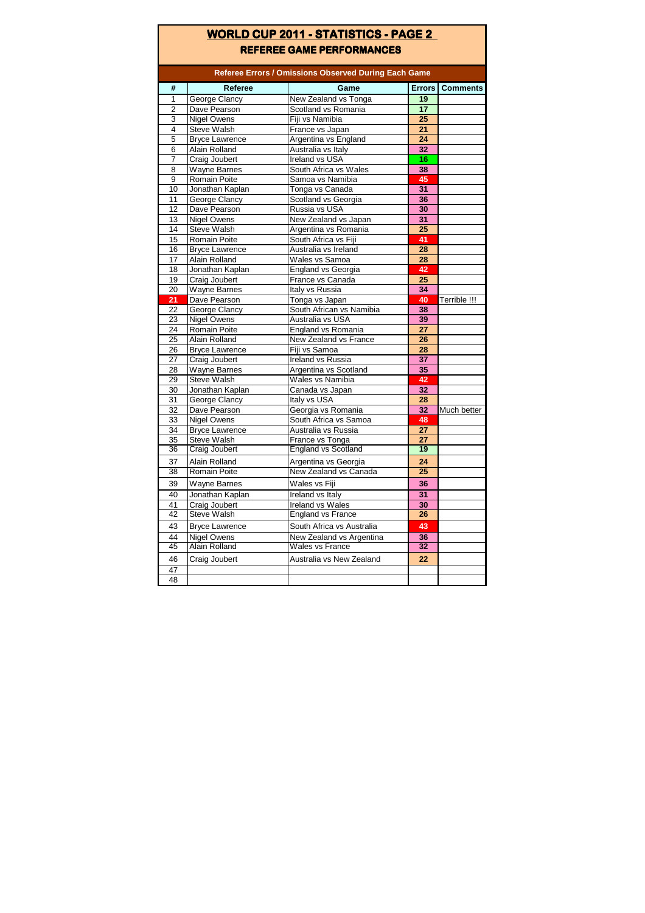# WORLD CUP 2011 - STATISTICS - PAGE 2

## REFEREE GAME PERFORMANCES

### Referee Errors / Omissions Observed During Each Game

| # | Referee | Game | Errors | Comments |
|---|---|---|---|---|
| 1 | George Clancy | New Zealand vs Tonga | 19 | |
| 2 | Dave Pearson | Scotland vs Romania | 17 | |
| 3 | Nigel Owens | Fiji vs Namibia | 25 | |
| 4 | Steve Walsh | France vs Japan | 21 | |
| 5 | Bryce Lawrence | Argentina vs England | 24 | |
| 6 | Alain Rolland | Australia vs Italy | 32 | |
| 7 | Craig Joubert | Ireland vs USA | 16 | |
| 8 | Wayne Barnes | South Africa vs Wales | 38 | |
| 9 | Romain Poite | Samoa vs Namibia | 45 | |
| 10 | Jonathan Kaplan | Tonga vs Canada | 31 | |
| 11 | George Clancy | Scotland vs Georgia | 36 | |
| 12 | Dave Pearson | Russia vs USA | 30 | |
| 13 | Nigel Owens | New Zealand vs Japan | 31 | |
| 14 | Steve Walsh | Argentina vs Romania | 25 | |
| 15 | Romain Poite | South Africa vs Fiji | 41 | |
| 16 | Bryce Lawrence | Australia vs Ireland | 28 | |
| 17 | Alain Rolland | Wales vs Samoa | 28 | |
| 18 | Jonathan Kaplan | England vs Georgia | 42 | |
| 19 | Craig Joubert | France vs Canada | 25 | |
| 20 | Wayne Barnes | Italy vs Russia | 34 | |
| 21 | Dave Pearson | Tonga vs Japan | 40 | Terrible !!! |
| 22 | George Clancy | South African vs Namibia | 38 | |
| 23 | Nigel Owens | Australia vs USA | 39 | |
| 24 | Romain Poite | England vs Romania | 27 | |
| 25 | Alain Rolland | New Zealand vs France | 26 | |
| 26 | Bryce Lawrence | Fiji vs Samoa | 28 | |
| 27 | Craig Joubert | Ireland vs Russia | 37 | |
| 28 | Wayne Barnes | Argentina vs Scotland | 35 | |
| 29 | Steve Walsh | Wales vs Namibia | 42 | |
| 30 | Jonathan Kaplan | Canada vs Japan | 32 | |
| 31 | George Clancy | Italy vs USA | 28 | |
| 32 | Dave Pearson | Georgia vs Romania | 32 | Much better |
| 33 | Nigel Owens | South Africa vs Samoa | 48 | |
| 34 | Bryce Lawrence | Australia vs Russia | 27 | |
| 35 | Steve Walsh | France vs Tonga | 27 | |
| 36 | Craig Joubert | England vs Scotland | 19 | |
| 37 | Alain Rolland | Argentina vs Georgia | 24 | |
| 38 | Romain Poite | New Zealand vs Canada | 25 | |
| 39 | Wayne Barnes | Wales vs Fiji | 36 | |
| 40 | Jonathan Kaplan | Ireland vs Italy | 31 | |
| 41 | Craig Joubert | Ireland vs Wales | 30 | |
| 42 | Steve Walsh | England vs France | 26 | |
| 43 | Bryce Lawrence | South Africa vs Australia | 43 | |
| 44 | Nigel Owens | New Zealand vs Argentina | 36 | |
| 45 | Alain Rolland | Wales vs France | 32 | |
| 46 | Craig Joubert | Australia vs New Zealand | 22 | |
| 47 | | | | |
| 48 | | | | |